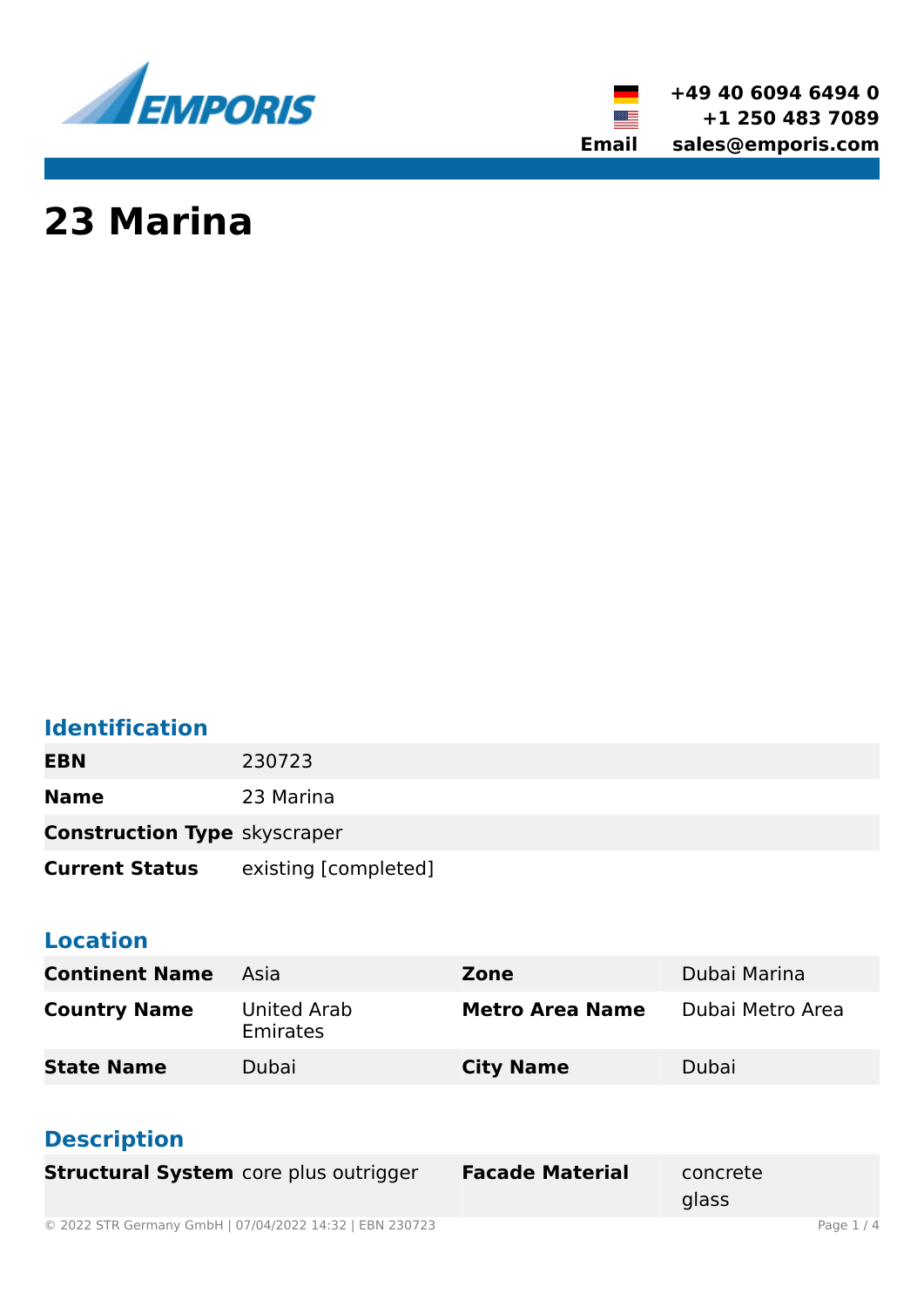+49 40 6094 6494 0
+1 250 483 7089
**Email** sales@emporis.com

# 23 Marina

## Identification

| | |
|---|---|
| **EBN** | 230723 |
| **Name** | 23 Marina |
| **Construction Type** | skyscraper |
| **Current Status** | existing [completed] |

## Location

| | | | |
|---|---|---|---|
| **Continent Name** | Asia | **Zone** | Dubai Marina |
| **Country Name** | United Arab Emirates | **Metro Area Name** | Dubai Metro Area |
| **State Name** | Dubai | **City Name** | Dubai |

## Description

| | | | |
|---|---|---|---|
| **Structural System** | core plus outrigger | **Facade Material** | concrete<br>glass |

© 2022 STR Germany GmbH | 07/04/2022 14:32 | EBN 230723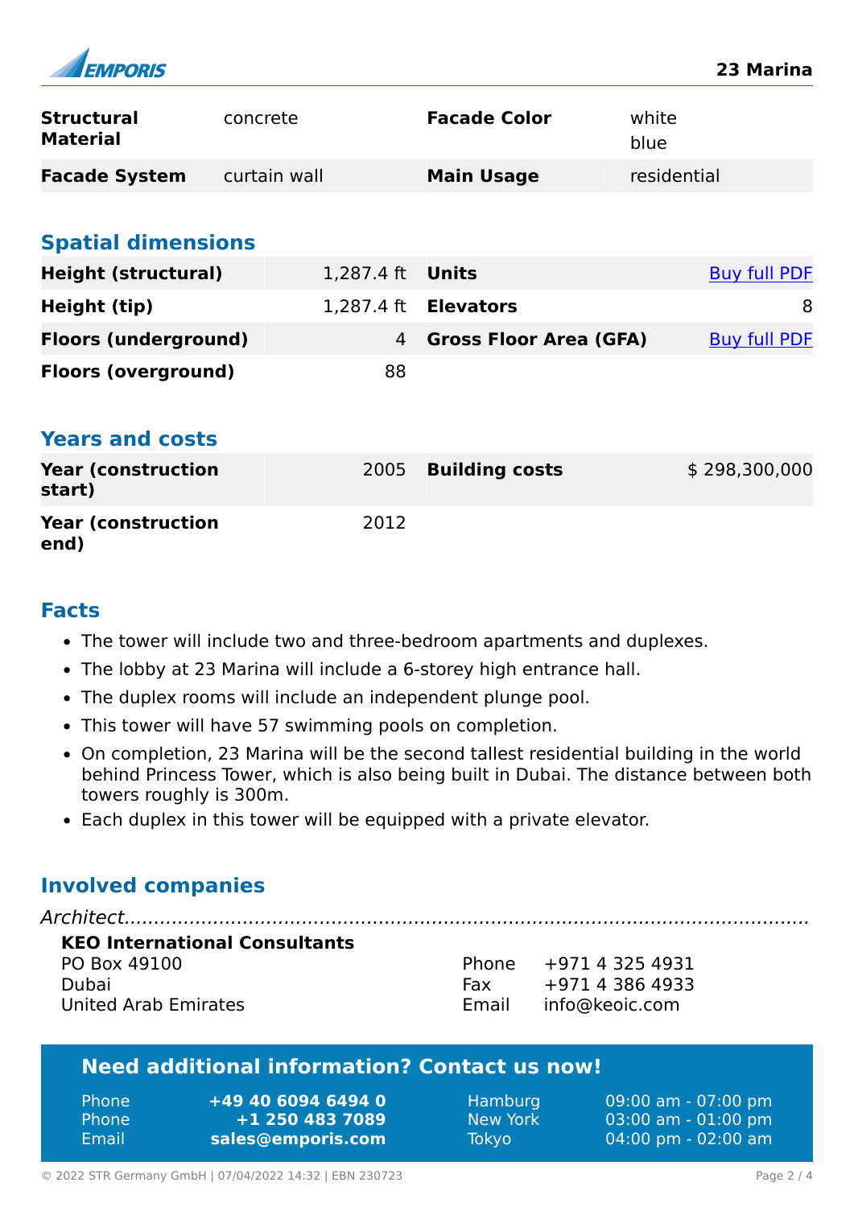| | | | |
|---|---|---|---|
| **Structural Material** | concrete | **Facade Color** | white<br>blue |
| **Facade System** | curtain wall | **Main Usage** | residential |

## Spatial dimensions

| | | | |
|---|---|---|---|
| **Height (structural)** | 1,287.4 ft | **Units** | Buy full PDF |
| **Height (tip)** | 1,287.4 ft | **Elevators** | 8 |
| **Floors (underground)** | 4 | **Gross Floor Area (GFA)** | Buy full PDF |
| **Floors (overground)** | 88 | | |

## Years and costs

| | | | |
|---|---|---|---|
| **Year (construction start)** | 2005 | **Building costs** | $ 298,300,000 |
| **Year (construction end)** | 2012 | | |

## Facts

- The tower will include two and three-bedroom apartments and duplexes.
- The lobby at 23 Marina will include a 6-storey high entrance hall.
- The duplex rooms will include an independent plunge pool.
- This tower will have 57 swimming pools on completion.
- On completion, 23 Marina will be the second tallest residential building in the world behind Princess Tower, which is also being built in Dubai. The distance between both towers roughly is 300m.
- Each duplex in this tower will be equipped with a private elevator.

## Involved companies

*Architect*

**KEO International Consultants**
PO Box 49100
Dubai
United Arab Emirates

Phone +971 4 325 4931
Fax +971 4 386 4933
Email info@keoic.com

**Need additional information? Contact us now!**

| | | | |
|---|---|---|---|
| Phone | **+49 40 6094 6494 0** | Hamburg | 09:00 am - 07:00 pm |
| Phone | **+1 250 483 7089** | New York | 03:00 am - 01:00 pm |
| Email | **sales@emporis.com** | Tokyo | 04:00 pm - 02:00 am |

© 2022 STR Germany GmbH | 07/04/2022 14:32 | EBN 230723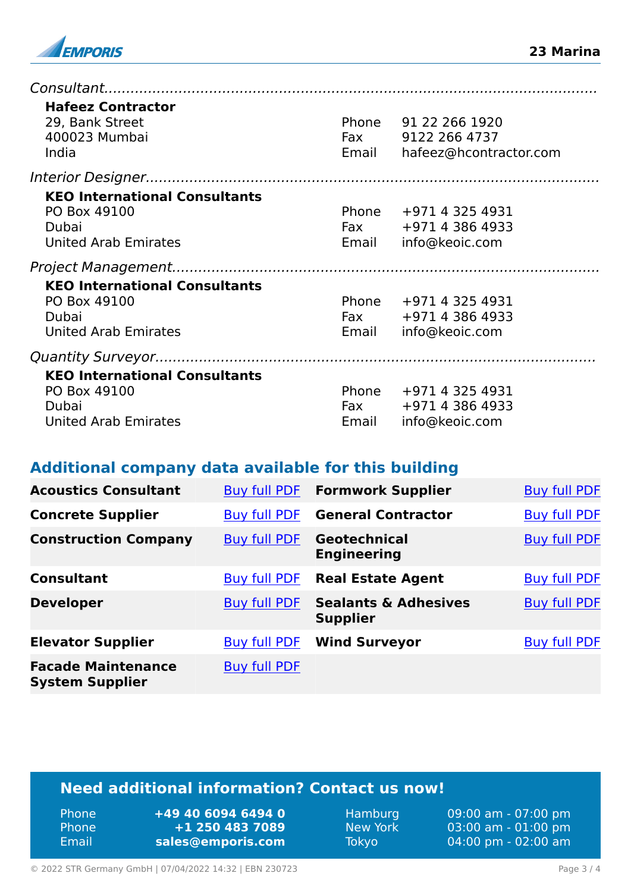*Consultant*

**Hafeez Contractor**
29, Bank Street
400023 Mumbai
India

Phone 91 22 266 1920
Fax 9122 266 4737
Email hafeez@hcontractor.com

*Interior Designer*

**KEO International Consultants**
PO Box 49100
Dubai
United Arab Emirates

Phone +971 4 325 4931
Fax +971 4 386 4933
Email info@keoic.com

*Project Management*

**KEO International Consultants**
PO Box 49100
Dubai
United Arab Emirates

Phone +971 4 325 4931
Fax +971 4 386 4933
Email info@keoic.com

*Quantity Surveyor*

**KEO International Consultants**
PO Box 49100
Dubai
United Arab Emirates

Phone +971 4 325 4931
Fax +971 4 386 4933
Email info@keoic.com

## Additional company data available for this building

| | | | |
|---|---|---|---|
| **Acoustics Consultant** | Buy full PDF | **Formwork Supplier** | Buy full PDF |
| **Concrete Supplier** | Buy full PDF | **General Contractor** | Buy full PDF |
| **Construction Company** | Buy full PDF | **Geotechnical Engineering** | Buy full PDF |
| **Consultant** | Buy full PDF | **Real Estate Agent** | Buy full PDF |
| **Developer** | Buy full PDF | **Sealants & Adhesives Supplier** | Buy full PDF |
| **Elevator Supplier** | Buy full PDF | **Wind Surveyor** | Buy full PDF |
| **Facade Maintenance System Supplier** | Buy full PDF | | |

## Need additional information? Contact us now!

| | | | |
|---|---|---|---|
| Phone | **+49 40 6094 6494 0** | Hamburg | 09:00 am - 07:00 pm |
| Phone | **+1 250 483 7089** | New York | 03:00 am - 01:00 pm |
| Email | **sales@emporis.com** | Tokyo | 04:00 pm - 02:00 am |

© 2022 STR Germany GmbH | 07/04/2022 14:32 | EBN 230723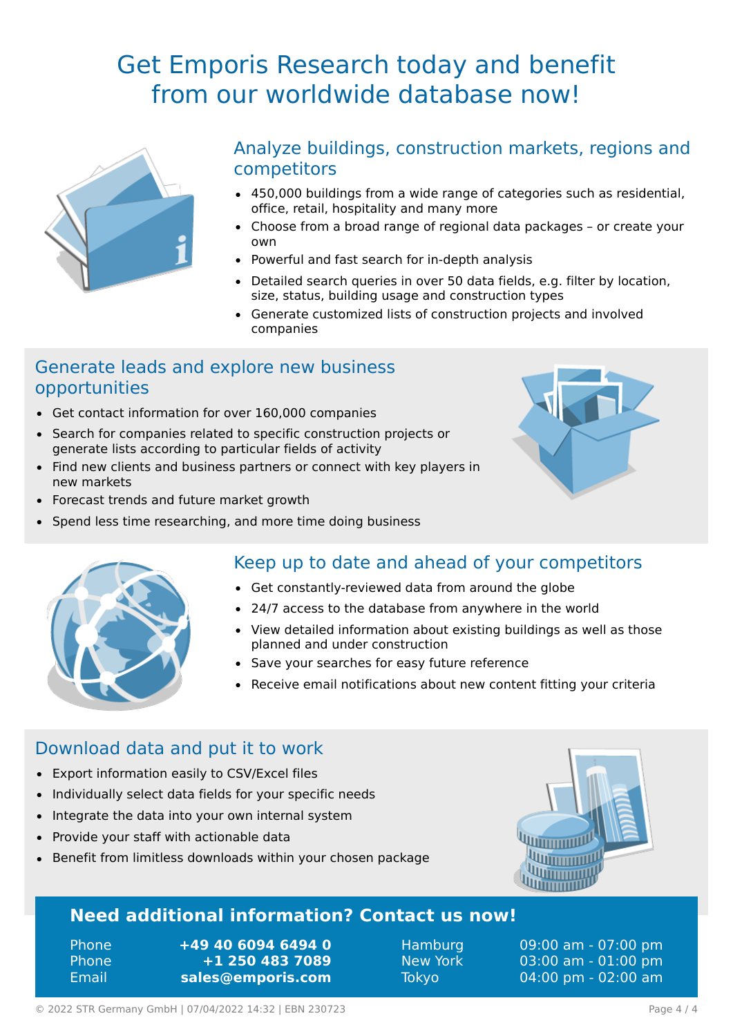# Get Emporis Research today and benefit from our worldwide database now!

## Analyze buildings, construction markets, regions and competitors

- 450,000 buildings from a wide range of categories such as residential, office, retail, hospitality and many more
- Choose from a broad range of regional data packages – or create your own
- Powerful and fast search for in-depth analysis
- Detailed search queries in over 50 data fields, e.g. filter by location, size, status, building usage and construction types
- Generate customized lists of construction projects and involved companies

## Generate leads and explore new business opportunities

- Get contact information for over 160,000 companies
- Search for companies related to specific construction projects or generate lists according to particular fields of activity
- Find new clients and business partners or connect with key players in new markets
- Forecast trends and future market growth
- Spend less time researching, and more time doing business

## Keep up to date and ahead of your competitors

- Get constantly-reviewed data from around the globe
- 24/7 access to the database from anywhere in the world
- View detailed information about existing buildings as well as those planned and under construction
- Save your searches for easy future reference
- Receive email notifications about new content fitting your criteria

## Download data and put it to work

- Export information easily to CSV/Excel files
- Individually select data fields for your specific needs
- Integrate the data into your own internal system
- Provide your staff with actionable data
- Benefit from limitless downloads within your chosen package

### Need additional information? Contact us now!

| | | | |
|---|---|---|---|
| Phone | **+49 40 6094 6494 0** | Hamburg | 09:00 am - 07:00 pm |
| Phone | **+1 250 483 7089** | New York | 03:00 am - 01:00 pm |
| Email | **sales@emporis.com** | Tokyo | 04:00 pm - 02:00 am |

© 2022 STR Germany GmbH | 07/04/2022 14:32 | EBN 230723